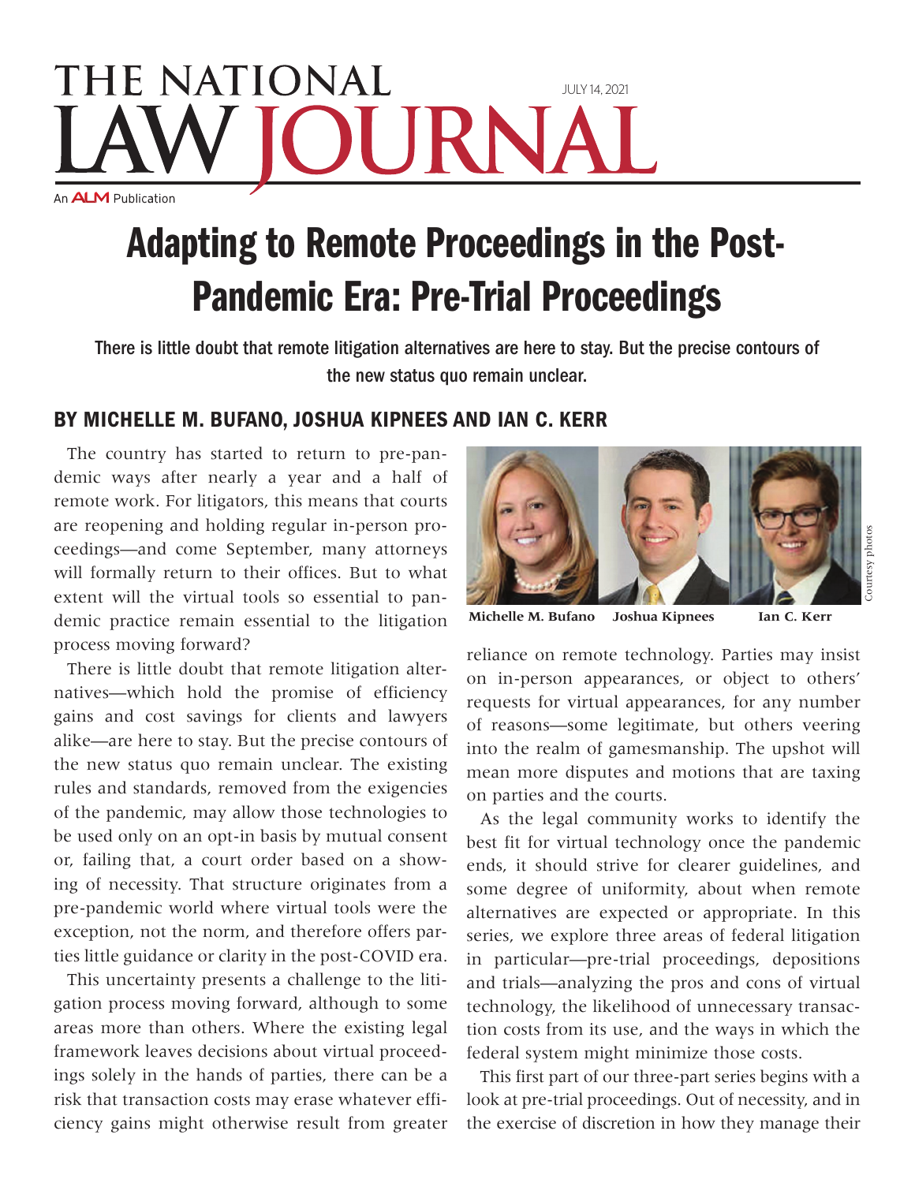# Adapting to Remote Proceedings in the Post-Pandemic Era: Pre-Trial Proceedings

**There is little doubt that remote litigation alternatives are here to stay. But the precise contours of the new status quo remain unclear.**

## BY MICHELLE M. BUFANO, JOSHUA KIPNEES AND IAN C. KERR

The country has started to return to pre-pandemic ways after nearly a year and a half of remote work. For litigators, this means that courts are reopening and holding regular in-person proceedings—and come September, many attorneys will formally return to their offices. But to what extent will the virtual tools so essential to pandemic practice remain essential to the litigation process moving forward?

There is little doubt that remote litigation alternatives—which hold the promise of efficiency gains and cost savings for clients and lawyers alike—are here to stay. But the precise contours of the new status quo remain unclear. The existing rules and standards, removed from the exigencies of the pandemic, may allow those technologies to be used only on an opt-in basis by mutual consent or, failing that, a court order based on a showing of necessity. That structure originates from a pre-pandemic world where virtual tools were the exception, not the norm, and therefore offers parties little guidance or clarity in the post-COVID era.

This uncertainty presents a challenge to the litigation process moving forward, although to some areas more than others. Where the existing legal framework leaves decisions about virtual proceedings solely in the hands of parties, there can be a risk that transaction costs may erase whatever efficiency gains might otherwise result from greater reliance on remote technology. Parties may insist on in-person appearances, or object to others' requests for virtual appearances, for any number of reasons—some legitimate, but others veering into the realm of gamesmanship. The upshot will mean more disputes and motions that are taxing on parties and the courts.

Michelle M. Bufano Joshua Kipnees Ian C. Kerr

Courtesy photos

As the legal community works to identify the best fit for virtual technology once the pandemic ends, it should strive for clearer guidelines, and some degree of uniformity, about when remote alternatives are expected or appropriate. In this series, we explore three areas of federal litigation in particular—pre-trial proceedings, depositions and trials—analyzing the pros and cons of virtual technology, the likelihood of unnecessary transaction costs from its use, and the ways in which the federal system might minimize those costs.

This first part of our three-part series begins with a look at pre-trial proceedings. Out of necessity, and in the exercise of discretion in how they manage their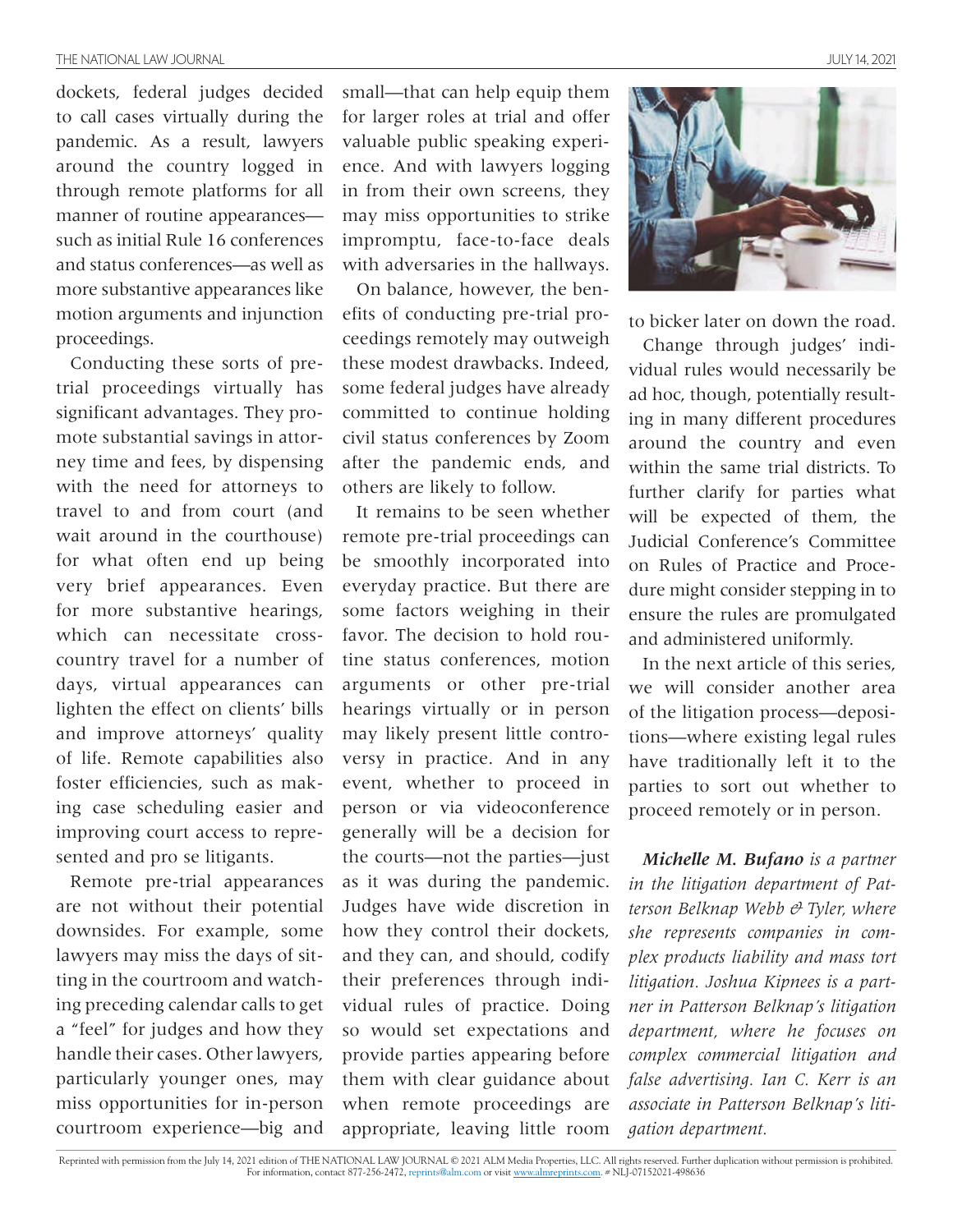dockets, federal judges decided to call cases virtually during the pandemic. As a result, lawyers around the country logged in through remote platforms for all manner of routine appearances—such as initial Rule 16 conferences and status conferences—as well as more substantive appearances like motion arguments and injunction proceedings.

Conducting these sorts of pre-trial proceedings virtually has significant advantages. They promote substantial savings in attorney time and fees, by dispensing with the need for attorneys to travel to and from court (and wait around in the courthouse) for what often end up being very brief appearances. Even for more substantive hearings, which can necessitate cross-country travel for a number of days, virtual appearances can lighten the effect on clients' bills and improve attorneys' quality of life. Remote capabilities also foster efficiencies, such as making case scheduling easier and improving court access to represented and pro se litigants.

Remote pre-trial appearances are not without their potential downsides. For example, some lawyers may miss the days of sitting in the courtroom and watching preceding calendar calls to get a "feel" for judges and how they handle their cases. Other lawyers, particularly younger ones, may miss opportunities for in-person courtroom experience—big and small—that can help equip them for larger roles at trial and offer valuable public speaking experience. And with lawyers logging in from their own screens, they may miss opportunities to strike impromptu, face-to-face deals with adversaries in the hallways.

On balance, however, the benefits of conducting pre-trial proceedings remotely may outweigh these modest drawbacks. Indeed, some federal judges have already committed to continue holding civil status conferences by Zoom after the pandemic ends, and others are likely to follow.

It remains to be seen whether remote pre-trial proceedings can be smoothly incorporated into everyday practice. But there are some factors weighing in their favor. The decision to hold routine status conferences, motion arguments or other pre-trial hearings virtually or in person may likely present little controversy in practice. And in any event, whether to proceed in person or via videoconference generally will be a decision for the courts—not the parties—just as it was during the pandemic. Judges have wide discretion in how they control their dockets, and they can, and should, codify their preferences through individual rules of practice. Doing so would set expectations and provide parties appearing before them with clear guidance about when remote proceedings are appropriate, leaving little room to bicker later on down the road.

Change through judges' individual rules would necessarily be ad hoc, though, potentially resulting in many different procedures around the country and even within the same trial districts. To further clarify for parties what will be expected of them, the Judicial Conference's Committee on Rules of Practice and Procedure might consider stepping in to ensure the rules are promulgated and administered uniformly.

In the next article of this series, we will consider another area of the litigation process—depositions—where existing legal rules have traditionally left it to the parties to sort out whether to proceed remotely or in person.

***Michelle M. Bufano*** *is a partner in the litigation department of Patterson Belknap Webb & Tyler, where she represents companies in complex products liability and mass tort litigation. Joshua Kipnees is a partner in Patterson Belknap's litigation department, where he focuses on complex commercial litigation and false advertising. Ian C. Kerr is an associate in Patterson Belknap's litigation department.*

Reprinted with permission from the July 14, 2021 edition of THE NATIONAL LAW JOURNAL © 2021 ALM Media Properties, LLC. All rights reserved. Further duplication without permission is prohibited. For information, contact 877-256-2472, reprints@alm.com or visit www.almreprints.com. # NLJ-07152021-498636